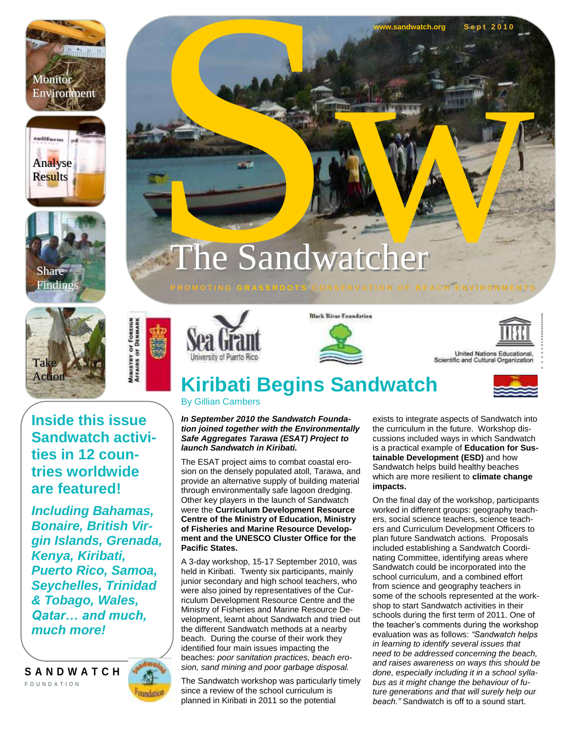www.sandwatch.org Sept 2010

# The Sandwatcher

PROMOTING GRASSROOTS CONSERVATION OF BEACH ENVIRONMENTS

Monitor Environment

Analyse Results

Share Findings

Take Action

## Inside this issue

**Sandwatch activities in 12 countries worldwide are featured!**

***Including Bahamas, Bonaire, British Virgin Islands, Grenada, Kenya, Kiribati, Puerto Rico, Samoa, Seychelles, Trinidad & Tobago, Wales, Qatar… and much, much more!***

SANDWATCH FOUNDATION

# Kiribati Begins Sandwatch

By Gillian Cambers

***In September 2010 the Sandwatch Foundation joined together with the Environmentally Safe Aggregates Tarawa (ESAT) Project to launch Sandwatch in Kiribati.***

The ESAT project aims to combat coastal erosion on the densely populated atoll, Tarawa, and provide an alternative supply of building material through environmentally safe lagoon dredging. Other key players in the launch of Sandwatch were the **Curriculum Development Resource Centre of the Ministry of Education, Ministry of Fisheries and Marine Resource Development and the UNESCO Cluster Office for the Pacific States.**

A 3-day workshop, 15-17 September 2010, was held in Kiribati. Twenty six participants, mainly junior secondary and high school teachers, who were also joined by representatives of the Curriculum Development Resource Centre and the Ministry of Fisheries and Marine Resource Development, learnt about Sandwatch and tried out the different Sandwatch methods at a nearby beach. During the course of their work they identified four main issues impacting the beaches: *poor sanitation practices, beach erosion, sand mining and poor garbage disposal.*

The Sandwatch workshop was particularly timely since a review of the school curriculum is planned in Kiribati in 2011 so the potential exists to integrate aspects of Sandwatch into the curriculum in the future. Workshop discussions included ways in which Sandwatch is a practical example of **Education for Sustainable Development (ESD)** and how Sandwatch helps build healthy beaches which are more resilient to **climate change impacts.**

On the final day of the workshop, participants worked in different groups: geography teachers, social science teachers, science teachers and Curriculum Development Officers to plan future Sandwatch actions. Proposals included establishing a Sandwatch Coordinating Committee, identifying areas where Sandwatch could be incorporated into the school curriculum, and a combined effort from science and geography teachers in some of the schools represented at the workshop to start Sandwatch activities in their schools during the first term of 2011. One of the teacher's comments during the workshop evaluation was as follows: *"Sandwatch helps in learning to identify several issues that need to be addressed concerning the beach, and raises awareness on ways this should be done, especially including it in a school syllabus as it might change the behaviour of future generations and that will surely help our beach."* Sandwatch is off to a sound start.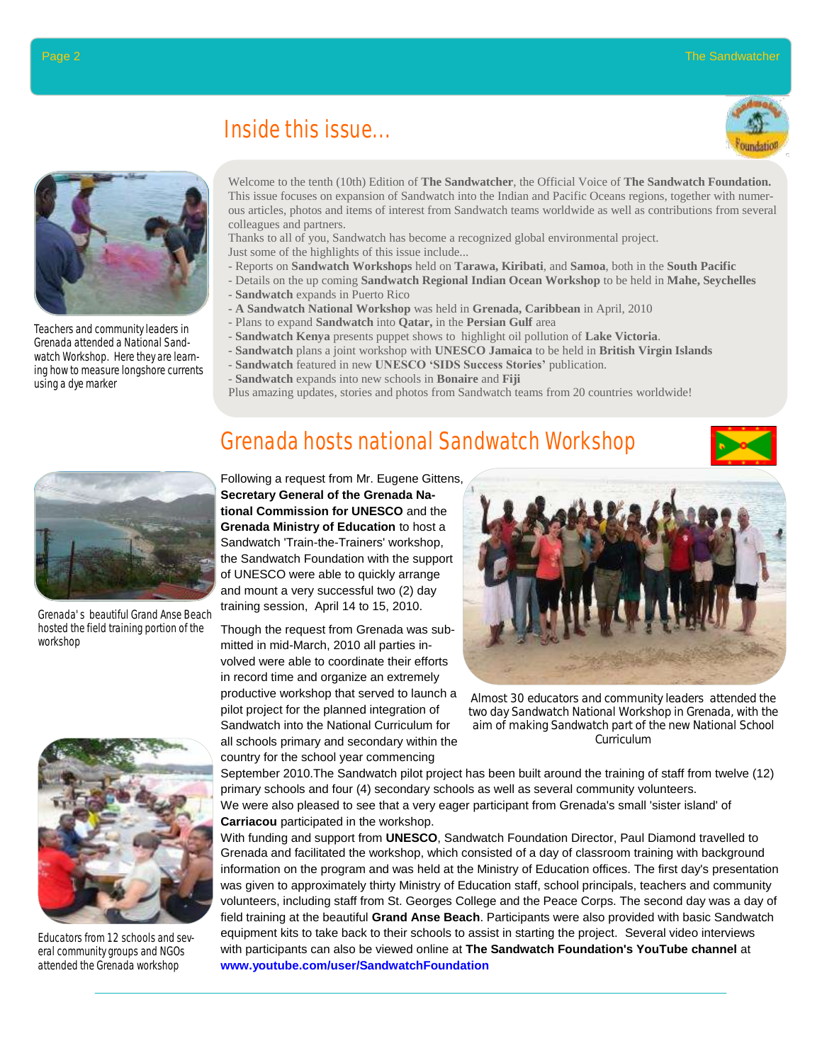# Inside this issue...

Welcome to the tenth (10th) Edition of **The Sandwatcher**, the Official Voice of **The Sandwatch Foundation.** This issue focuses on expansion of Sandwatch into the Indian and Pacific Oceans regions, together with numerous articles, photos and items of interest from Sandwatch teams worldwide as well as contributions from several colleagues and partners.

Thanks to all of you, Sandwatch has become a recognized global environmental project.

Just some of the highlights of this issue include...

- Reports on **Sandwatch Workshops** held on **Tarawa, Kiribati**, and **Samoa**, both in the **South Pacific**
- Details on the up coming **Sandwatch Regional Indian Ocean Workshop** to be held in **Mahe, Seychelles**
- **Sandwatch** expands in Puerto Rico
- **A Sandwatch National Workshop** was held in **Grenada, Caribbean** in April, 2010
- Plans to expand **Sandwatch** into **Qatar,** in the **Persian Gulf** area
- **Sandwatch Kenya** presents puppet shows to highlight oil pollution of **Lake Victoria**.
- **Sandwatch** plans a joint workshop with **UNESCO Jamaica** to be held in **British Virgin Islands**
- **Sandwatch** featured in new **UNESCO 'SIDS Success Stories'** publication.
- **Sandwatch** expands into new schools in **Bonaire** and **Fiji**

Plus amazing updates, stories and photos from Sandwatch teams from 20 countries worldwide!

Teachers and community leaders in Grenada attended a National Sandwatch Workshop. Here they are learning how to measure longshore currents using a dye marker

## Grenada hosts national Sandwatch Workshop

Following a request from Mr. Eugene Gittens, **Secretary General of the Grenada National Commission for UNESCO** and the **Grenada Ministry of Education** to host a Sandwatch 'Train-the-Trainers' workshop, the Sandwatch Foundation with the support of UNESCO were able to quickly arrange and mount a very successful two (2) day training session, April 14 to 15, 2010.

Though the request from Grenada was submitted in mid-March, 2010 all parties involved were able to coordinate their efforts in record time and organize an extremely productive workshop that served to launch a pilot project for the planned integration of Sandwatch into the National Curriculum for all schools primary and secondary within the country for the school year commencing September 2010.The Sandwatch pilot project has been built around the training of staff from twelve (12) primary schools and four (4) secondary schools as well as several community volunteers.

We were also pleased to see that a very eager participant from Grenada's small 'sister island' of **Carriacou** participated in the workshop.

With funding and support from **UNESCO**, Sandwatch Foundation Director, Paul Diamond travelled to Grenada and facilitated the workshop, which consisted of a day of classroom training with background information on the program and was held at the Ministry of Education offices. The first day's presentation was given to approximately thirty Ministry of Education staff, school principals, teachers and community volunteers, including staff from St. Georges College and the Peace Corps. The second day was a day of field training at the beautiful **Grand Anse Beach**. Participants were also provided with basic Sandwatch equipment kits to take back to their schools to assist in starting the project. Several video interviews with participants can also be viewed online at **The Sandwatch Foundation's YouTube channel** at **www.youtube.com/user/SandwatchFoundation**

Grenada's beautiful Grand Anse Beach hosted the field training portion of the workshop

Almost 30 educators and community leaders attended the two day Sandwatch National Workshop in Grenada, with the aim of making Sandwatch part of the new National School Curriculum

Educators from 12 schools and several community groups and NGOs attended the Grenada workshop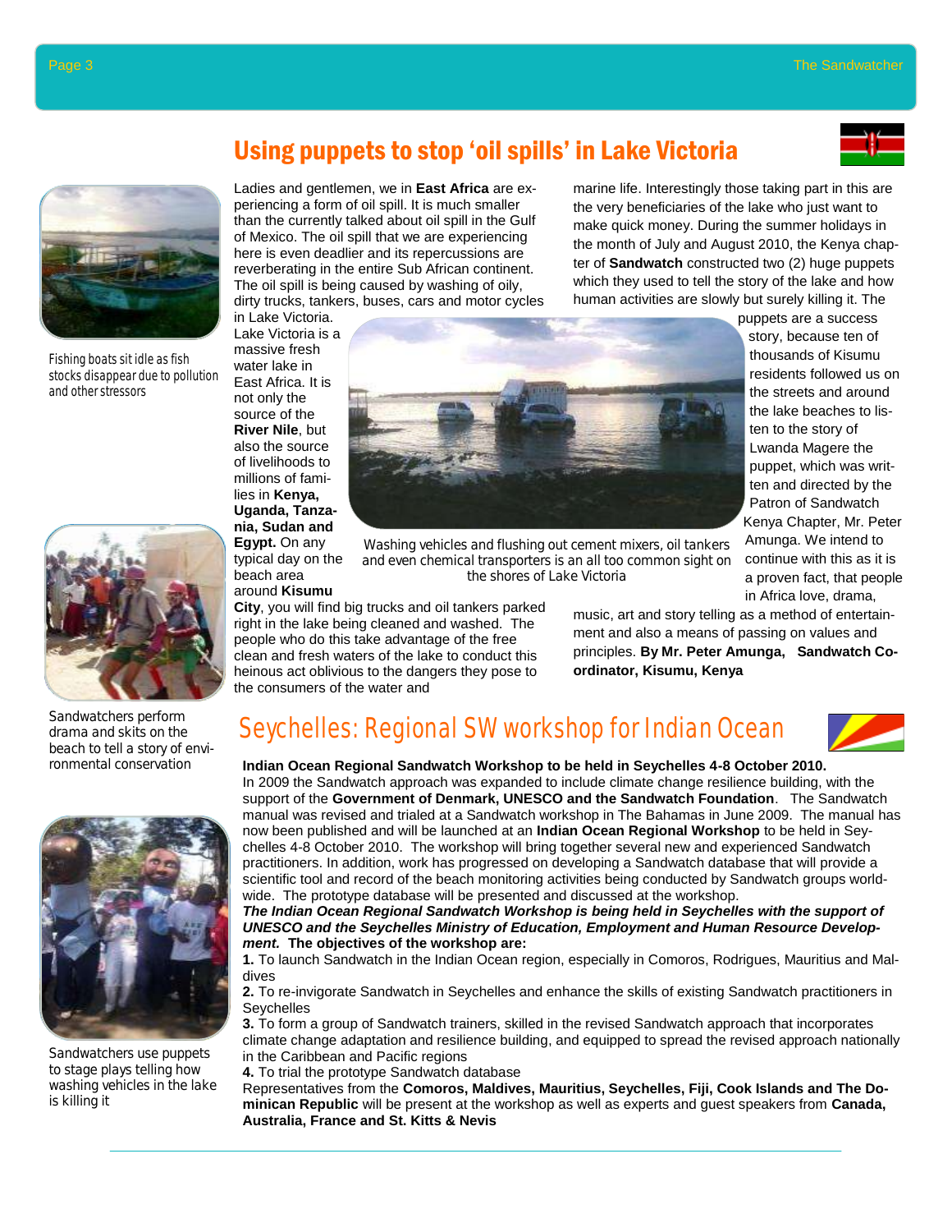## Using puppets to stop 'oil spills' in Lake Victoria

Ladies and gentlemen, we in **East Africa** are experiencing a form of oil spill. It is much smaller than the currently talked about oil spill in the Gulf of Mexico. The oil spill that we are experiencing here is even deadlier and its repercussions are reverberating in the entire Sub African continent. The oil spill is being caused by washing of oily, dirty trucks, tankers, buses, cars and motor cycles in Lake Victoria.

Lake Victoria is a massive fresh water lake in East Africa. It is not only the source of the **River Nile**, but also the source of livelihoods to millions of families in **Kenya, Uganda, Tanzania, Sudan and Egypt.** On any typical day on the beach area around **Kisumu City**, you will find big trucks and oil tankers parked right in the lake being cleaned and washed. The people who do this take advantage of the free clean and fresh waters of the lake to conduct this heinous act oblivious to the dangers they pose to the consumers of the water and marine life. Interestingly those taking part in this are the very beneficiaries of the lake who just want to make quick money. During the summer holidays in the month of July and August 2010, the Kenya chapter of **Sandwatch** constructed two (2) huge puppets which they used to tell the story of the lake and how human activities are slowly but surely killing it. The puppets are a success story, because ten of thousands of Kisumu residents followed us on the streets and around the lake beaches to listen to the story of Lwanda Magere the puppet, which was written and directed by the Patron of Sandwatch Kenya Chapter, Mr. Peter Amunga. We intend to continue with this as it is a proven fact, that people in Africa love, drama, music, art and story telling as a method of entertainment and also a means of passing on values and principles. **By Mr. Peter Amunga, Sandwatch Co-ordinator, Kisumu, Kenya**

Fishing boats sit idle as fish stocks disappear due to pollution and other stressors

Washing vehicles and flushing out cement mixers, oil tankers and even chemical transporters is an all too common sight on the shores of Lake Victoria

Sandwatchers perform drama and skits on the beach to tell a story of environmental conservation

Sandwatchers use puppets to stage plays telling how washing vehicles in the lake is killing it

## Seychelles: Regional SW workshop for Indian Ocean

**Indian Ocean Regional Sandwatch Workshop to be held in Seychelles 4-8 October 2010.**

In 2009 the Sandwatch approach was expanded to include climate change resilience building, with the support of the **Government of Denmark, UNESCO and the Sandwatch Foundation**. The Sandwatch manual was revised and trialed at a Sandwatch workshop in The Bahamas in June 2009. The manual has now been published and will be launched at an **Indian Ocean Regional Workshop** to be held in Seychelles 4-8 October 2010. The workshop will bring together several new and experienced Sandwatch practitioners. In addition, work has progressed on developing a Sandwatch database that will provide a scientific tool and record of the beach monitoring activities being conducted by Sandwatch groups worldwide. The prototype database will be presented and discussed at the workshop.

***The Indian Ocean Regional Sandwatch Workshop is being held in Seychelles with the support of UNESCO and the Seychelles Ministry of Education, Employment and Human Resource Development.*** **The objectives of the workshop are:**

**1.** To launch Sandwatch in the Indian Ocean region, especially in Comoros, Rodrigues, Mauritius and Maldives

**2.** To re-invigorate Sandwatch in Seychelles and enhance the skills of existing Sandwatch practitioners in Seychelles

**3.** To form a group of Sandwatch trainers, skilled in the revised Sandwatch approach that incorporates climate change adaptation and resilience building, and equipped to spread the revised approach nationally in the Caribbean and Pacific regions

**4.** To trial the prototype Sandwatch database

Representatives from the **Comoros, Maldives, Mauritius, Seychelles, Fiji, Cook Islands and The Dominican Republic** will be present at the workshop as experts and guest speakers from **Canada, Australia, France and St. Kitts & Nevis**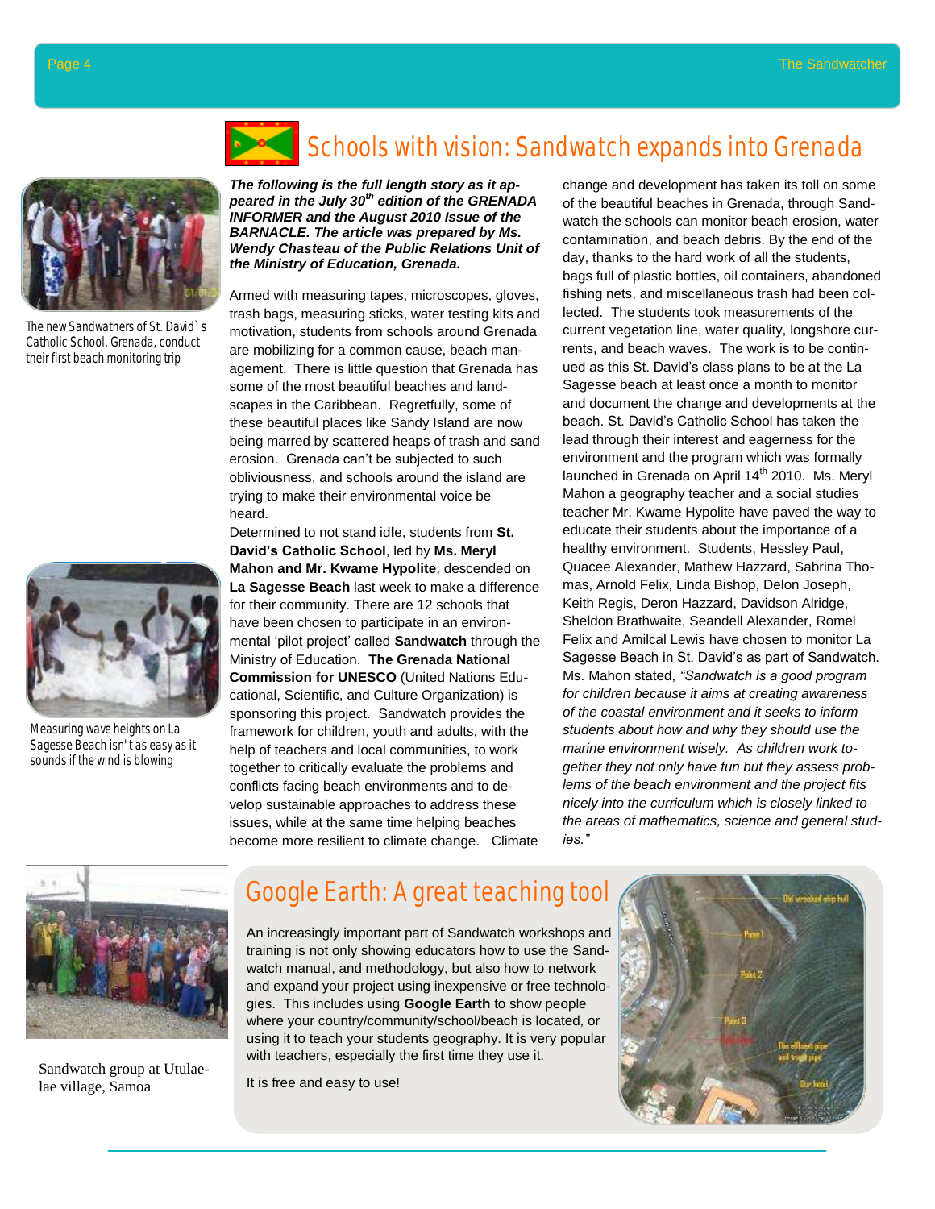# Schools with vision: Sandwatch expands into Grenada

The new Sandwathers of St. David`s Catholic School, Grenada, conduct their first beach monitoring trip

Measuring wave heights on La Sagesse Beach isn't as easy as it sounds if the wind is blowing

***The following is the full length story as it appeared in the July 30th edition of the GRENADA INFORMER and the August 2010 Issue of the BARNACLE. The article was prepared by Ms. Wendy Chasteau of the Public Relations Unit of the Ministry of Education, Grenada.***

Armed with measuring tapes, microscopes, gloves, trash bags, measuring sticks, water testing kits and motivation, students from schools around Grenada are mobilizing for a common cause, beach management. There is little question that Grenada has some of the most beautiful beaches and landscapes in the Caribbean. Regretfully, some of these beautiful places like Sandy Island are now being marred by scattered heaps of trash and sand erosion. Grenada can't be subjected to such obliviousness, and schools around the island are trying to make their environmental voice be heard.

Determined to not stand idle, students from **St. David's Catholic School**, led by **Ms. Meryl Mahon and Mr. Kwame Hypolite**, descended on **La Sagesse Beach** last week to make a difference for their community. There are 12 schools that have been chosen to participate in an environmental 'pilot project' called **Sandwatch** through the Ministry of Education. **The Grenada National Commission for UNESCO** (United Nations Educational, Scientific, and Culture Organization) is sponsoring this project. Sandwatch provides the framework for children, youth and adults, with the help of teachers and local communities, to work together to critically evaluate the problems and conflicts facing beach environments and to develop sustainable approaches to address these issues, while at the same time helping beaches become more resilient to climate change. Climate change and development has taken its toll on some of the beautiful beaches in Grenada, through Sandwatch the schools can monitor beach erosion, water contamination, and beach debris. By the end of the day, thanks to the hard work of all the students, bags full of plastic bottles, oil containers, abandoned fishing nets, and miscellaneous trash had been collected. The students took measurements of the current vegetation line, water quality, longshore currents, and beach waves. The work is to be continued as this St. David's class plans to be at the La Sagesse beach at least once a month to monitor and document the change and developments at the beach. St. David's Catholic School has taken the lead through their interest and eagerness for the environment and the program which was formally launched in Grenada on April 14th 2010. Ms. Meryl Mahon a geography teacher and a social studies teacher Mr. Kwame Hypolite have paved the way to educate their students about the importance of a healthy environment. Students, Hessley Paul, Quacee Alexander, Mathew Hazzard, Sabrina Thomas, Arnold Felix, Linda Bishop, Delon Joseph, Keith Regis, Deron Hazzard, Davidson Alridge, Sheldon Brathwaite, Seandell Alexander, Romel Felix and Amilcal Lewis have chosen to monitor La Sagesse Beach in St. David's as part of Sandwatch. Ms. Mahon stated, *"Sandwatch is a good program for children because it aims at creating awareness of the coastal environment and it seeks to inform students about how and why they should use the marine environment wisely. As children work together they not only have fun but they assess problems of the beach environment and the project fits nicely into the curriculum which is closely linked to the areas of mathematics, science and general studies."*

Sandwatch group at Utulaelae village, Samoa

# Google Earth: A great teaching tool

An increasingly important part of Sandwatch workshops and training is not only showing educators how to use the Sandwatch manual, and methodology, but also how to network and expand your project using inexpensive or free technologies. This includes using **Google Earth** to show people where your country/community/school/beach is located, or using it to teach your students geography. It is very popular with teachers, especially the first time they use it.

It is free and easy to use!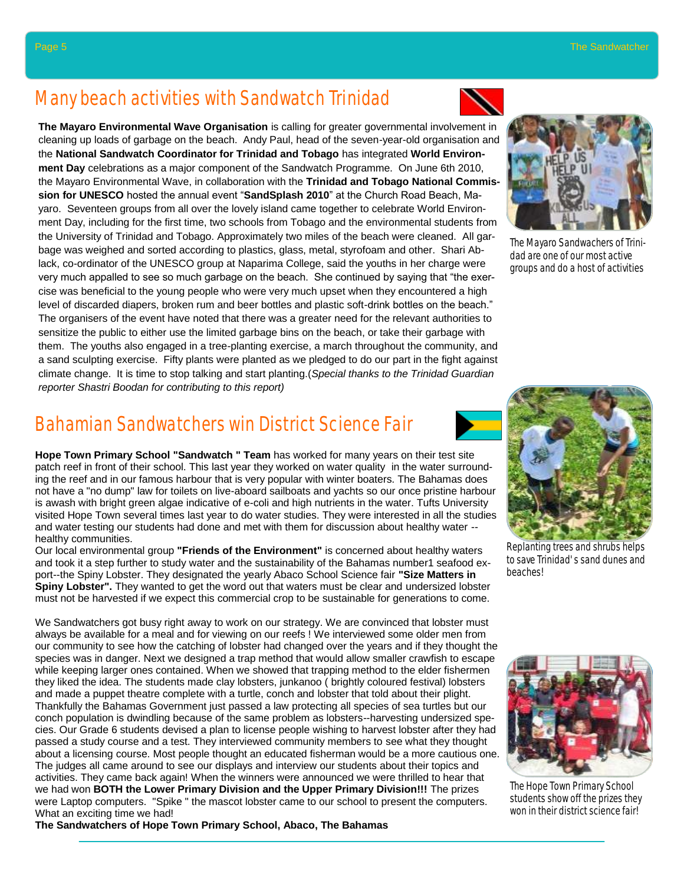# Many beach activities with Sandwatch Trinidad

**The Mayaro Environmental Wave Organisation** is calling for greater governmental involvement in cleaning up loads of garbage on the beach. Andy Paul, head of the seven-year-old organisation and the **National Sandwatch Coordinator for Trinidad and Tobago** has integrated **World Environment Day** celebrations as a major component of the Sandwatch Programme. On June 6th 2010, the Mayaro Environmental Wave, in collaboration with the **Trinidad and Tobago National Commission for UNESCO** hosted the annual event "**SandSplash 2010**" at the Church Road Beach, Mayaro. Seventeen groups from all over the lovely island came together to celebrate World Environment Day, including for the first time, two schools from Tobago and the environmental students from the University of Trinidad and Tobago. Approximately two miles of the beach were cleaned. All garbage was weighed and sorted according to plastics, glass, metal, styrofoam and other. Shari Ablack, co-ordinator of the UNESCO group at Naparima College, said the youths in her charge were very much appalled to see so much garbage on the beach. She continued by saying that "the exercise was beneficial to the young people who were very much upset when they encountered a high level of discarded diapers, broken rum and beer bottles and plastic soft-drink bottles on the beach." The organisers of the event have noted that there was a greater need for the relevant authorities to sensitize the public to either use the limited garbage bins on the beach, or take their garbage with them. The youths also engaged in a tree-planting exercise, a march throughout the community, and a sand sculpting exercise. Fifty plants were planted as we pledged to do our part in the fight against climate change. It is time to stop talking and start planting.(*Special thanks to the Trinidad Guardian reporter Shastri Boodan for contributing to this report)*

The Mayaro Sandwachers of Trinidad are one of our most active groups and do a host of activities

Replanting trees and shrubs helps to save Trinidad's sand dunes and beaches!

# Bahamian Sandwatchers win District Science Fair

**Hope Town Primary School "Sandwatch " Team** has worked for many years on their test site patch reef in front of their school. This last year they worked on water quality in the water surrounding the reef and in our famous harbour that is very popular with winter boaters. The Bahamas does not have a "no dump" law for toilets on live-aboard sailboats and yachts so our once pristine harbour is awash with bright green algae indicative of e-coli and high nutrients in the water. Tufts University visited Hope Town several times last year to do water studies. They were interested in all the studies and water testing our students had done and met with them for discussion about healthy water -- healthy communities.

Our local environmental group **"Friends of the Environment"** is concerned about healthy waters and took it a step further to study water and the sustainability of the Bahamas number1 seafood export--the Spiny Lobster. They designated the yearly Abaco School Science fair **"Size Matters in Spiny Lobster".** They wanted to get the word out that waters must be clear and undersized lobster must not be harvested if we expect this commercial crop to be sustainable for generations to come.

We Sandwatchers got busy right away to work on our strategy. We are convinced that lobster must always be available for a meal and for viewing on our reefs ! We interviewed some older men from our community to see how the catching of lobster had changed over the years and if they thought the species was in danger. Next we designed a trap method that would allow smaller crawfish to escape while keeping larger ones contained. When we showed that trapping method to the elder fishermen they liked the idea. The students made clay lobsters, junkanoo ( brightly coloured festival) lobsters and made a puppet theatre complete with a turtle, conch and lobster that told about their plight. Thankfully the Bahamas Government just passed a law protecting all species of sea turtles but our conch population is dwindling because of the same problem as lobsters--harvesting undersized species. Our Grade 6 students devised a plan to license people wishing to harvest lobster after they had passed a study course and a test. They interviewed community members to see what they thought about a licensing course. Most people thought an educated fisherman would be a more cautious one. The judges all came around to see our displays and interview our students about their topics and activities. They came back again! When the winners were announced we were thrilled to hear that we had won **BOTH the Lower Primary Division and the Upper Primary Division!!!** The prizes were Laptop computers. "Spike " the mascot lobster came to our school to present the computers. What an exciting time we had!

**The Sandwatchers of Hope Town Primary School, Abaco, The Bahamas**

The Hope Town Primary School students show off the prizes they won in their district science fair!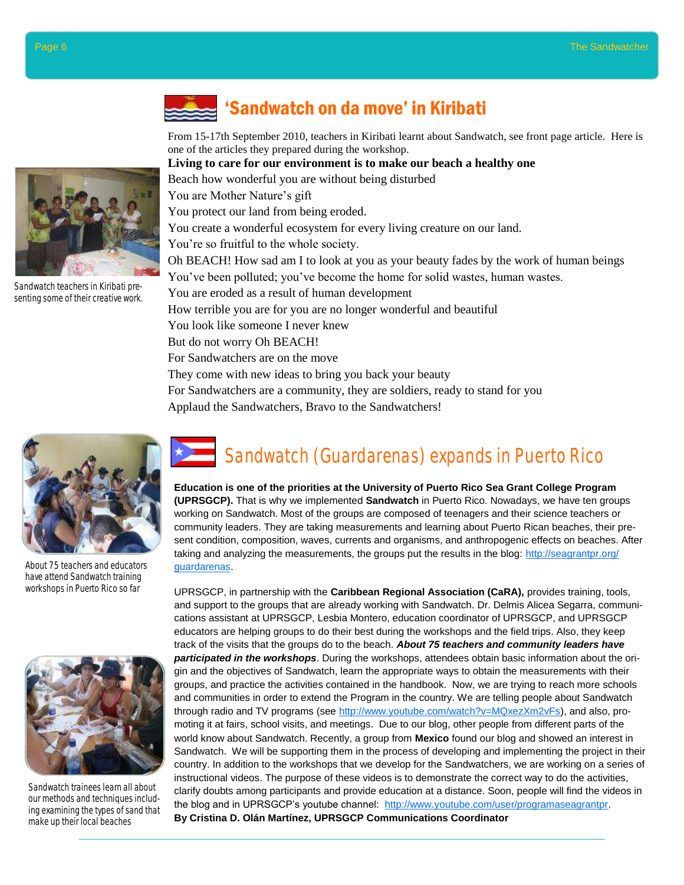## ‘Sandwatch on da move’ in Kiribati

From 15-17th September 2010, teachers in Kiribati learnt about Sandwatch, see front page article. Here is one of the articles they prepared during the workshop.

**Living to care for our environment is to make our beach a healthy one**

Beach how wonderful you are without being disturbed
You are Mother Nature’s gift
You protect our land from being eroded.
You create a wonderful ecosystem for every living creature on our land.
You’re so fruitful to the whole society.
Oh BEACH! How sad am I to look at you as your beauty fades by the work of human beings
You’ve been polluted; you’ve become the home for solid wastes, human wastes.
You are eroded as a result of human development
How terrible you are for you are no longer wonderful and beautiful
You look like someone I never knew
But do not worry Oh BEACH!
For Sandwatchers are on the move
They come with new ideas to bring you back your beauty
For Sandwatchers are a community, they are soldiers, ready to stand for you
Applaud the Sandwatchers, Bravo to the Sandwatchers!

Sandwatch teachers in Kiribati presenting some of their creative work.

## Sandwatch (Guardarenas) expands in Puerto Rico

**Education is one of the priorities at the University of Puerto Rico Sea Grant College Program (UPRSGCP).** That is why we implemented **Sandwatch** in Puerto Rico. Nowadays, we have ten groups working on Sandwatch. Most of the groups are composed of teenagers and their science teachers or community leaders. They are taking measurements and learning about Puerto Rican beaches, their present condition, composition, waves, currents and organisms, and anthropogenic effects on beaches. After taking and analyzing the measurements, the groups put the results in the blog: http://seagrantpr.org/guardarenas.

UPRSGCP, in partnership with the **Caribbean Regional Association (CaRA),** provides training, tools, and support to the groups that are already working with Sandwatch. Dr. Delmis Alicea Segarra, communications assistant at UPRSGCP, Lesbia Montero, education coordinator of UPRSGCP, and UPRSGCP educators are helping groups to do their best during the workshops and the field trips. Also, they keep track of the visits that the groups do to the beach. ***About 75 teachers and community leaders have participated in the workshops***. During the workshops, attendees obtain basic information about the origin and the objectives of Sandwatch, learn the appropriate ways to obtain the measurements with their groups, and practice the activities contained in the handbook. Now, we are trying to reach more schools and communities in order to extend the Program in the country. We are telling people about Sandwatch through radio and TV programs (see http://www.youtube.com/watch?v=MQxezXm2vFs), and also, promoting it at fairs, school visits, and meetings. Due to our blog, other people from different parts of the world know about Sandwatch. Recently, a group from **Mexico** found our blog and showed an interest in Sandwatch. We will be supporting them in the process of developing and implementing the project in their country. In addition to the workshops that we develop for the Sandwatchers, we are working on a series of instructional videos. The purpose of these videos is to demonstrate the correct way to do the activities, clarify doubts among participants and provide education at a distance. Soon, people will find the videos in the blog and in UPRSGCP’s youtube channel: http://www.youtube.com/user/programaseagrantpr.

**By Cristina D. Olán Martínez, UPRSGCP Communications Coordinator**

About 75 teachers and educators have attend Sandwatch training workshops in Puerto Rico so far

Sandwatch trainees learn all about our methods and techniques including examining the types of sand that make up their local beaches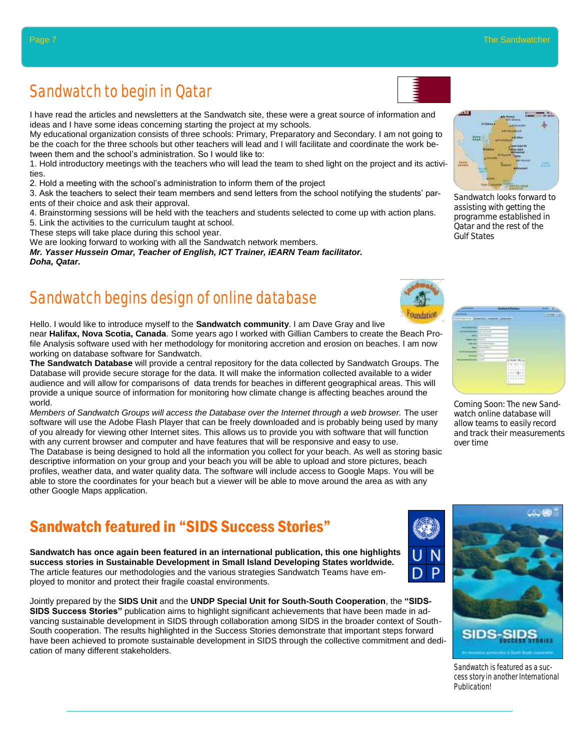## Sandwatch to begin in Qatar

I have read the articles and newsletters at the Sandwatch site, these were a great source of information and ideas and I have some ideas concerning starting the project at my schools.

My educational organization consists of three schools: Primary, Preparatory and Secondary. I am not going to be the coach for the three schools but other teachers will lead and I will facilitate and coordinate the work between them and the school's administration. So I would like to:

1. Hold introductory meetings with the teachers who will lead the team to shed light on the project and its activities.
2. Hold a meeting with the school's administration to inform them of the project
3. Ask the teachers to select their team members and send letters from the school notifying the students' parents of their choice and ask their approval.
4. Brainstorming sessions will be held with the teachers and students selected to come up with action plans.
5. Link the activities to the curriculum taught at school.

These steps will take place during this school year.

We are looking forward to working with all the Sandwatch network members.

***Mr. Yasser Hussein Omar, Teacher of English, ICT Trainer, iEARN Team facilitator.***
***Doha, Qatar.***

Sandwatch looks forward to assisting with getting the programme established in Qatar and the rest of the Gulf States

## Sandwatch begins design of online database

Hello. I would like to introduce myself to the **Sandwatch community**. I am Dave Gray and live near **Halifax, Nova Scotia, Canada**. Some years ago I worked with Gillian Cambers to create the Beach Profile Analysis software used with her methodology for monitoring accretion and erosion on beaches. I am now working on database software for Sandwatch.

**The Sandwatch Database** will provide a central repository for the data collected by Sandwatch Groups. The Database will provide secure storage for the data. It will make the information collected available to a wider audience and will allow for comparisons of data trends for beaches in different geographical areas. This will provide a unique source of information for monitoring how climate change is affecting beaches around the world.

*Members of Sandwatch Groups will access the Database over the Internet through a web browser.* The user software will use the Adobe Flash Player that can be freely downloaded and is probably being used by many of you already for viewing other Internet sites. This allows us to provide you with software that will function with any current browser and computer and have features that will be responsive and easy to use.

The Database is being designed to hold all the information you collect for your beach. As well as storing basic descriptive information on your group and your beach you will be able to upload and store pictures, beach profiles, weather data, and water quality data. The software will include access to Google Maps. You will be able to store the coordinates for your beach but a viewer will be able to move around the area as with any other Google Maps application.

Coming Soon: The new Sandwatch online database will allow teams to easily record and track their measurements over time

## Sandwatch featured in "SIDS Success Stories"

**Sandwatch has once again been featured in an international publication, this one highlights success stories in Sustainable Development in Small Island Developing States worldwide.** The article features our methodologies and the various strategies Sandwatch Teams have employed to monitor and protect their fragile coastal environments.

Jointly prepared by the **SIDS Unit** and the **UNDP Special Unit for South-South Cooperation**, the **"SIDS-SIDS Success Stories"** publication aims to highlight significant achievements that have been made in advancing sustainable development in SIDS through collaboration among SIDS in the broader context of South-South cooperation. The results highlighted in the Success Stories demonstrate that important steps forward have been achieved to promote sustainable development in SIDS through the collective commitment and dedication of many different stakeholders.

Sandwatch is featured as a success story in another International Publication!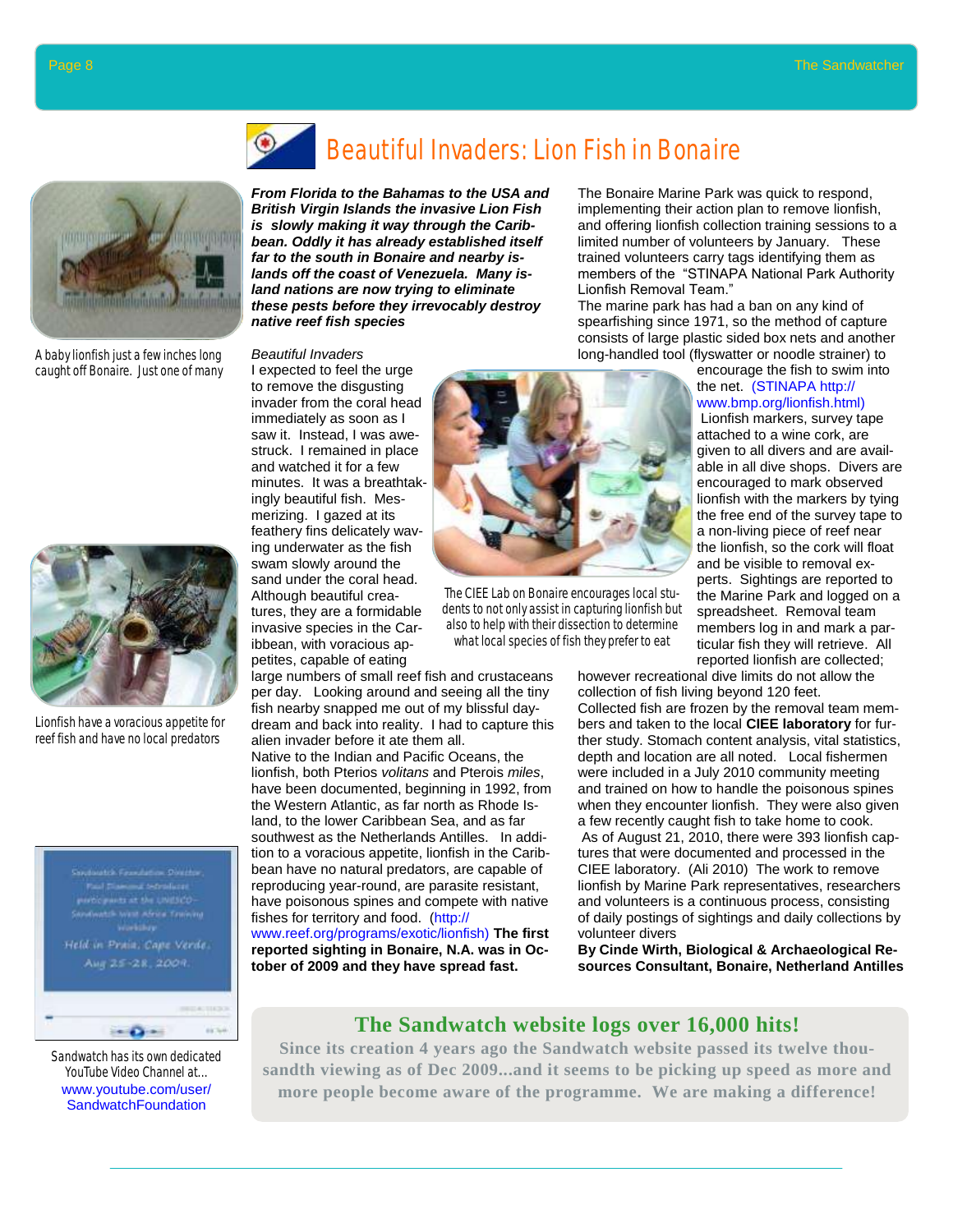# Beautiful Invaders: Lion Fish in Bonaire

A baby lionfish just a few inches long caught off Bonaire. Just one of many

Lionfish have a voracious appetite for reef fish and have no local predators

Sandwatch has its own dedicated YouTube Video Channel at... www.youtube.com/user/SandwatchFoundation

***From Florida to the Bahamas to the USA and British Virgin Islands the invasive Lion Fish is slowly making it way through the Caribbean. Oddly it has already established itself far to the south in Bonaire and nearby islands off the coast of Venezuela. Many island nations are now trying to eliminate these pests before they irrevocably destroy native reef fish species***

*Beautiful Invaders*

I expected to feel the urge to remove the disgusting invader from the coral head immediately as soon as I saw it. Instead, I was awe-struck. I remained in place and watched it for a few minutes. It was a breathtakingly beautiful fish. Mesmerizing. I gazed at its feathery fins delicately waving underwater as the fish swam slowly around the sand under the coral head. Although beautiful creatures, they are a formidable invasive species in the Caribbean, with voracious appetites, capable of eating large numbers of small reef fish and crustaceans per day. Looking around and seeing all the tiny fish nearby snapped me out of my blissful daydream and back into reality. I had to capture this alien invader before it ate them all.

Native to the Indian and Pacific Oceans, the lionfish, both Pterios *volitans* and Pterois *miles*, have been documented, beginning in 1992, from the Western Atlantic, as far north as Rhode Island, to the lower Caribbean Sea, and as far southwest as the Netherlands Antilles. In addition to a voracious appetite, lionfish in the Caribbean have no natural predators, are capable of reproducing year-round, are parasite resistant, have poisonous spines and compete with native fishes for territory and food. (http://www.reef.org/programs/exotic/lionfish) **The first reported sighting in Bonaire, N.A. was in October of 2009 and they have spread fast.**

The Bonaire Marine Park was quick to respond, implementing their action plan to remove lionfish, and offering lionfish collection training sessions to a limited number of volunteers by January. These trained volunteers carry tags identifying them as members of the "STINAPA National Park Authority Lionfish Removal Team."

The marine park has had a ban on any kind of spearfishing since 1971, so the method of capture consists of large plastic sided box nets and another long-handled tool (flyswatter or noodle strainer) to encourage the fish to swim into the net. (STINAPA http://www.bmp.org/lionfish.html)

The CIEE Lab on Bonaire encourages local students to not only assist in capturing lionfish but also to help with their dissection to determine what local species of fish they prefer to eat

Lionfish markers, survey tape attached to a wine cork, are given to all divers and are available in all dive shops. Divers are encouraged to mark observed lionfish with the markers by tying the free end of the survey tape to a non-living piece of reef near the lionfish, so the cork will float and be visible to removal experts. Sightings are reported to the Marine Park and logged on a spreadsheet. Removal team members log in and mark a particular fish they will retrieve. All reported lionfish are collected; however recreational dive limits do not allow the collection of fish living beyond 120 feet.

Collected fish are frozen by the removal team members and taken to the local **CIEE laboratory** for further study. Stomach content analysis, vital statistics, depth and location are all noted. Local fishermen were included in a July 2010 community meeting and trained on how to handle the poisonous spines when they encounter lionfish. They were also given a few recently caught fish to take home to cook.

As of August 21, 2010, there were 393 lionfish captures that were documented and processed in the CIEE laboratory. (Ali 2010) The work to remove lionfish by Marine Park representatives, researchers and volunteers is a continuous process, consisting of daily postings of sightings and daily collections by volunteer divers

**By Cinde Wirth, Biological & Archaeological Resources Consultant, Bonaire, Netherland Antilles**

## The Sandwatch website logs over 16,000 hits!

**Since its creation 4 years ago the Sandwatch website passed its twelve thousandth viewing as of Dec 2009...and it seems to be picking up speed as more and more people become aware of the programme. We are making a difference!**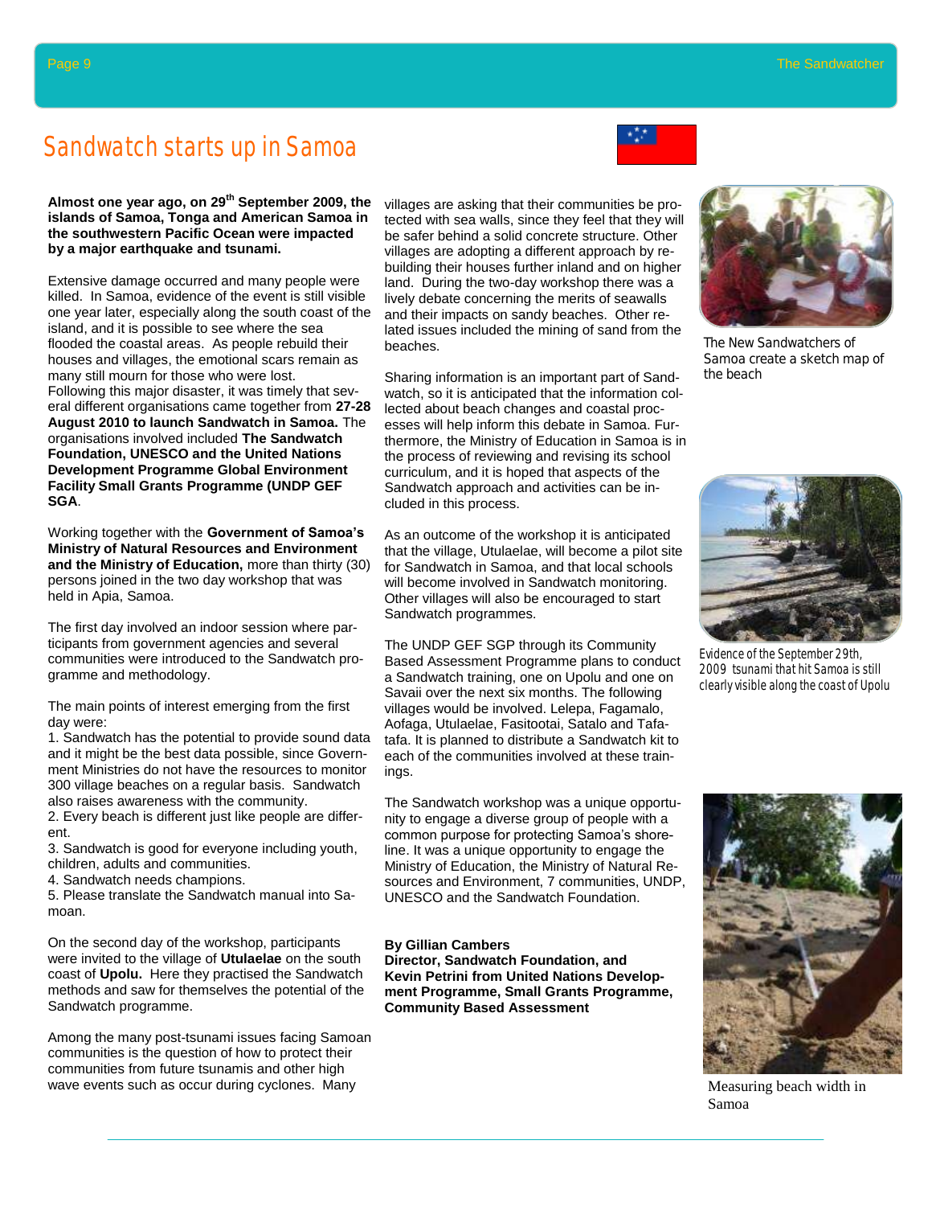# Sandwatch starts up in Samoa

**Almost one year ago, on 29th September 2009, the islands of Samoa, Tonga and American Samoa in the southwestern Pacific Ocean were impacted by a major earthquake and tsunami.**

Extensive damage occurred and many people were killed. In Samoa, evidence of the event is still visible one year later, especially along the south coast of the island, and it is possible to see where the sea flooded the coastal areas. As people rebuild their houses and villages, the emotional scars remain as many still mourn for those who were lost. Following this major disaster, it was timely that several different organisations came together from **27-28 August 2010 to launch Sandwatch in Samoa.** The organisations involved included **The Sandwatch Foundation, UNESCO and the United Nations Development Programme Global Environment Facility Small Grants Programme (UNDP GEF SGA**.

Working together with the **Government of Samoa's Ministry of Natural Resources and Environment and the Ministry of Education,** more than thirty (30) persons joined in the two day workshop that was held in Apia, Samoa.

The first day involved an indoor session where participants from government agencies and several communities were introduced to the Sandwatch programme and methodology.

The main points of interest emerging from the first day were:

1. Sandwatch has the potential to provide sound data and it might be the best data possible, since Government Ministries do not have the resources to monitor 300 village beaches on a regular basis. Sandwatch also raises awareness with the community.
2. Every beach is different just like people are different.
3. Sandwatch is good for everyone including youth, children, adults and communities.
4. Sandwatch needs champions.
5. Please translate the Sandwatch manual into Samoan.

On the second day of the workshop, participants were invited to the village of **Utulaelae** on the south coast of **Upolu.** Here they practised the Sandwatch methods and saw for themselves the potential of the Sandwatch programme.

Among the many post-tsunami issues facing Samoan communities is the question of how to protect their communities from future tsunamis and other high wave events such as occur during cyclones. Many villages are asking that their communities be protected with sea walls, since they feel that they will be safer behind a solid concrete structure. Other villages are adopting a different approach by rebuilding their houses further inland and on higher land. During the two-day workshop there was a lively debate concerning the merits of seawalls and their impacts on sandy beaches. Other related issues included the mining of sand from the beaches.

Sharing information is an important part of Sandwatch, so it is anticipated that the information collected about beach changes and coastal processes will help inform this debate in Samoa. Furthermore, the Ministry of Education in Samoa is in the process of reviewing and revising its school curriculum, and it is hoped that aspects of the Sandwatch approach and activities can be included in this process.

As an outcome of the workshop it is anticipated that the village, Utulaelae, will become a pilot site for Sandwatch in Samoa, and that local schools will become involved in Sandwatch monitoring. Other villages will also be encouraged to start Sandwatch programmes.

The UNDP GEF SGP through its Community Based Assessment Programme plans to conduct a Sandwatch training, one on Upolu and one on Savaii over the next six months. The following villages would be involved. Lelepa, Fagamalo, Aofaga, Utulaelae, Fasitootai, Satalo and Tafatafa. It is planned to distribute a Sandwatch kit to each of the communities involved at these trainings.

The Sandwatch workshop was a unique opportunity to engage a diverse group of people with a common purpose for protecting Samoa's shoreline. It was a unique opportunity to engage the Ministry of Education, the Ministry of Natural Resources and Environment, 7 communities, UNDP, UNESCO and the Sandwatch Foundation.

**By Gillian Cambers**
**Director, Sandwatch Foundation, and Kevin Petrini from United Nations Development Programme, Small Grants Programme, Community Based Assessment**

The New Sandwatchers of Samoa create a sketch map of the beach

Evidence of the September 29th, 2009 tsunami that hit Samoa is still clearly visible along the coast of Upolu

Measuring beach width in Samoa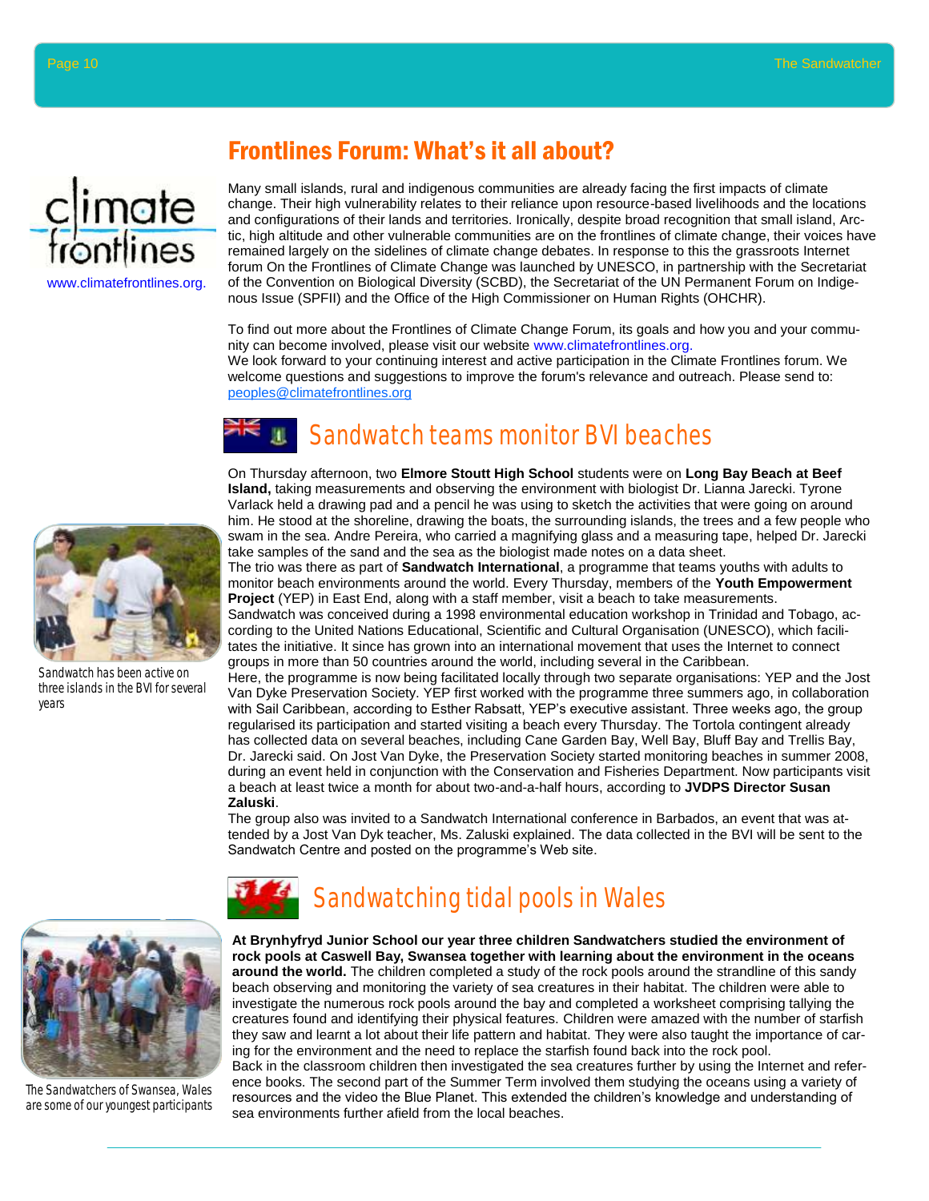## Frontlines Forum: What's it all about?

www.climatefrontlines.org.

Many small islands, rural and indigenous communities are already facing the first impacts of climate change. Their high vulnerability relates to their reliance upon resource-based livelihoods and the locations and configurations of their lands and territories. Ironically, despite broad recognition that small island, Arctic, high altitude and other vulnerable communities are on the frontlines of climate change, their voices have remained largely on the sidelines of climate change debates. In response to this the grassroots Internet forum On the Frontlines of Climate Change was launched by UNESCO, in partnership with the Secretariat of the Convention on Biological Diversity (SCBD), the Secretariat of the UN Permanent Forum on Indigenous Issue (SPFII) and the Office of the High Commissioner on Human Rights (OHCHR).

To find out more about the Frontlines of Climate Change Forum, its goals and how you and your community can become involved, please visit our website www.climatefrontlines.org.
We look forward to your continuing interest and active participation in the Climate Frontlines forum. We welcome questions and suggestions to improve the forum's relevance and outreach. Please send to: peoples@climatefrontlines.org

## Sandwatch teams monitor BVI beaches

On Thursday afternoon, two **Elmore Stoutt High School** students were on **Long Bay Beach at Beef Island,** taking measurements and observing the environment with biologist Dr. Lianna Jarecki. Tyrone Varlack held a drawing pad and a pencil he was using to sketch the activities that were going on around him. He stood at the shoreline, drawing the boats, the surrounding islands, the trees and a few people who swam in the sea. Andre Pereira, who carried a magnifying glass and a measuring tape, helped Dr. Jarecki take samples of the sand and the sea as the biologist made notes on a data sheet.
The trio was there as part of **Sandwatch International**, a programme that teams youths with adults to monitor beach environments around the world. Every Thursday, members of the **Youth Empowerment Project** (YEP) in East End, along with a staff member, visit a beach to take measurements.
Sandwatch was conceived during a 1998 environmental education workshop in Trinidad and Tobago, according to the United Nations Educational, Scientific and Cultural Organisation (UNESCO), which facilitates the initiative. It since has grown into an international movement that uses the Internet to connect groups in more than 50 countries around the world, including several in the Caribbean.
Here, the programme is now being facilitated locally through two separate organisations: YEP and the Jost Van Dyke Preservation Society. YEP first worked with the programme three summers ago, in collaboration with Sail Caribbean, according to Esther Rabsatt, YEP's executive assistant. Three weeks ago, the group regularised its participation and started visiting a beach every Thursday. The Tortola contingent already has collected data on several beaches, including Cane Garden Bay, Well Bay, Bluff Bay and Trellis Bay, Dr. Jarecki said. On Jost Van Dyke, the Preservation Society started monitoring beaches in summer 2008, during an event held in conjunction with the Conservation and Fisheries Department. Now participants visit a beach at least twice a month for about two-and-a-half hours, according to **JVDPS Director Susan Zaluski**.
The group also was invited to a Sandwatch International conference in Barbados, an event that was attended by a Jost Van Dyk teacher, Ms. Zaluski explained. The data collected in the BVI will be sent to the Sandwatch Centre and posted on the programme's Web site.

Sandwatch has been active on three islands in the BVI for several years

## Sandwatching tidal pools in Wales

**At Brynhyfryd Junior School our year three children Sandwatchers studied the environment of rock pools at Caswell Bay, Swansea together with learning about the environment in the oceans around the world.** The children completed a study of the rock pools around the strandline of this sandy beach observing and monitoring the variety of sea creatures in their habitat. The children were able to investigate the numerous rock pools around the bay and completed a worksheet comprising tallying the creatures found and identifying their physical features. Children were amazed with the number of starfish they saw and learnt a lot about their life pattern and habitat. They were also taught the importance of caring for the environment and the need to replace the starfish found back into the rock pool.
Back in the classroom children then investigated the sea creatures further by using the Internet and reference books. The second part of the Summer Term involved them studying the oceans using a variety of resources and the video the Blue Planet. This extended the children's knowledge and understanding of sea environments further afield from the local beaches.

The Sandwatchers of Swansea, Wales are some of our youngest participants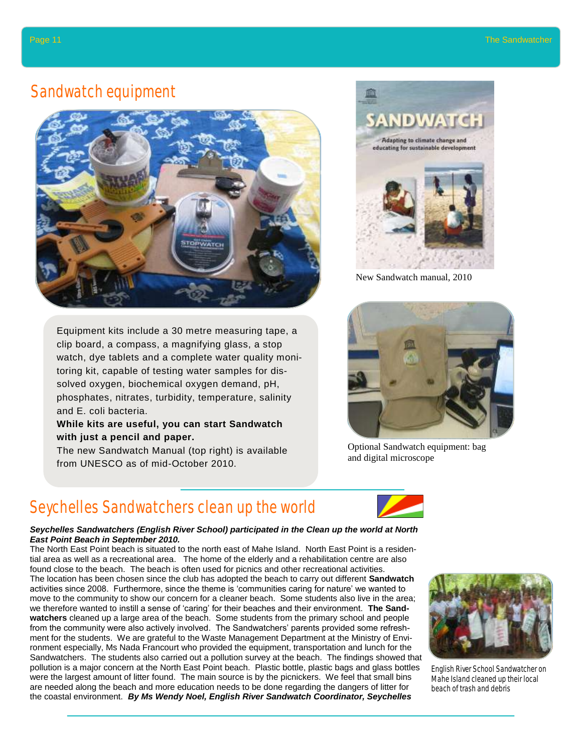## Sandwatch equipment

Equipment kits include a 30 metre measuring tape, a clip board, a compass, a magnifying glass, a stop watch, dye tablets and a complete water quality monitoring kit, capable of testing water samples for dissolved oxygen, biochemical oxygen demand, pH, phosphates, nitrates, turbidity, temperature, salinity and E. coli bacteria.

**While kits are useful, you can start Sandwatch with just a pencil and paper.**

The new Sandwatch Manual (top right) is available from UNESCO as of mid-October 2010.

New Sandwatch manual, 2010

Optional Sandwatch equipment: bag and digital microscope

## Seychelles Sandwatchers clean up the world

***Seychelles Sandwatchers (English River School) participated in the Clean up the world at North East Point Beach in September 2010.***

The North East Point beach is situated to the north east of Mahe Island. North East Point is a residential area as well as a recreational area. The home of the elderly and a rehabilitation centre are also found close to the beach. The beach is often used for picnics and other recreational activities.

The location has been chosen since the club has adopted the beach to carry out different **Sandwatch** activities since 2008. Furthermore, since the theme is 'communities caring for nature' we wanted to move to the community to show our concern for a cleaner beach. Some students also live in the area; we therefore wanted to instill a sense of 'caring' for their beaches and their environment. **The Sandwatchers** cleaned up a large area of the beach. Some students from the primary school and people from the community were also actively involved. The Sandwatchers' parents provided some refreshment for the students. We are grateful to the Waste Management Department at the Ministry of Environment especially, Ms Nada Francourt who provided the equipment, transportation and lunch for the Sandwatchers. The students also carried out a pollution survey at the beach. The findings showed that pollution is a major concern at the North East Point beach. Plastic bottle, plastic bags and glass bottles were the largest amount of litter found. The main source is by the picnickers. We feel that small bins are needed along the beach and more education needs to be done regarding the dangers of litter for the coastal environment. ***By Ms Wendy Noel, English River Sandwatch Coordinator, Seychelles***

English River School Sandwatcher on Mahe Island cleaned up their local beach of trash and debris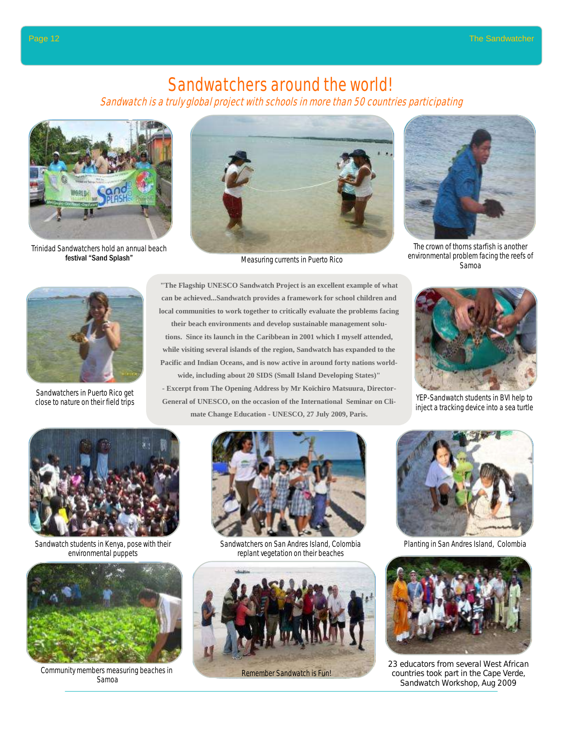# Sandwatchers around the world!

*Sandwatch is a truly global project with schools in more than 50 countries participating*

Trinidad Sandwatchers hold an annual beach festival "Sand Splash"

Measuring currents in Puerto Rico

The crown of thorns starfish is another environmental problem facing the reefs of Samoa

Sandwatchers in Puerto Rico get close to nature on their field trips

**"The Flagship UNESCO Sandwatch Project is an excellent example of what can be achieved...Sandwatch provides a framework for school children and local communities to work together to critically evaluate the problems facing their beach environments and develop sustainable management solutions. Since its launch in the Caribbean in 2001 which I myself attended, while visiting several islands of the region, Sandwatch has expanded to the Pacific and Indian Oceans, and is now active in around forty nations worldwide, including about 20 SIDS (Small Island Developing States)"**

**- Excerpt from The Opening Address by Mr Koïchiro Matsuura, Director-General of UNESCO, on the occasion of the International Seminar on Climate Change Education - UNESCO, 27 July 2009, Paris.**

YEP-Sandwatch students in BVI help to inject a tracking device into a sea turtle

Sandwatch students in Kenya, pose with their environmental puppets

Sandwatchers on San Andres Island, Colombia replant vegetation on their beaches

Planting in San Andres Island, Colombia

Community members measuring beaches in Samoa

Remember Sandwatch is Fun!

23 educators from several West African countries took part in the Cape Verde, Sandwatch Workshop, Aug 2009